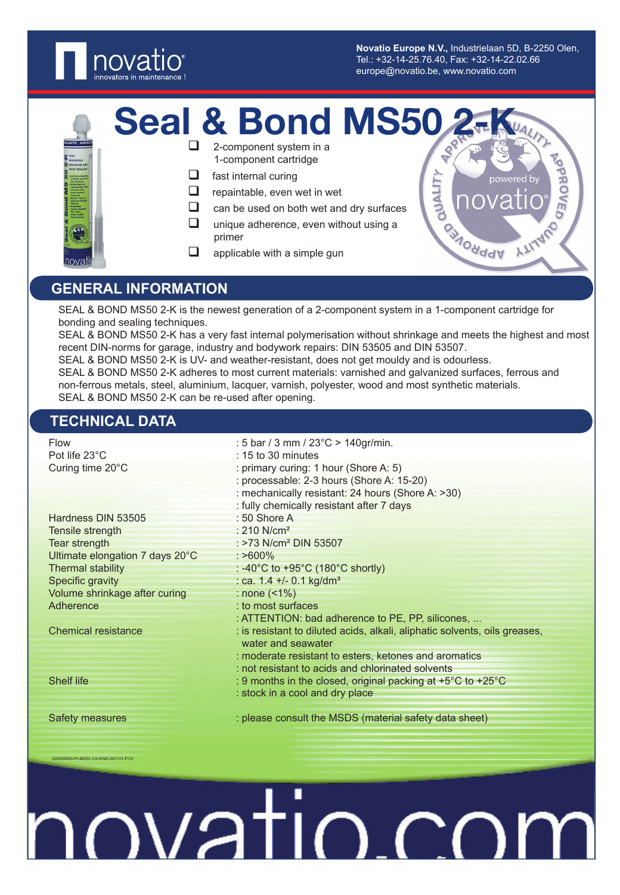**Novatio Europe N.V.,** Industrielaan 5D, B-2250 Olen,
Tel.: +32-14-25.76.40, Fax: +32-14-22.02.66
europe@novatio.be, www.novatio.com

# Seal & Bond MS50 2-K

- 2-component system in a 1-component cartridge
- fast internal curing
- repaintable, even wet in wet
- can be used on both wet and dry surfaces
- unique adherence, even without using a primer
- applicable with a simple gun

## GENERAL INFORMATION

SEAL & BOND MS50 2-K is the newest generation of a 2-component system in a 1-component cartridge for bonding and sealing techniques.
SEAL & BOND MS50 2-K has a very fast internal polymerisation without shrinkage and meets the highest and most recent DIN-norms for garage, industry and bodywork repairs: DIN 53505 and DIN 53507.
SEAL & BOND MS50 2-K is UV- and weather-resistant, does not get mouldy and is odourless.
SEAL & BOND MS50 2-K adheres to most current materials: varnished and galvanized surfaces, ferrous and non-ferrous metals, steel, aluminium, lacquer, varnish, polyester, wood and most synthetic materials.
SEAL & BOND MS50 2-K can be re-used after opening.

## TECHNICAL DATA

| | |
|---|---|
| Flow | : 5 bar / 3 mm / 23°C > 140gr/min. |
| Pot life 23°C | : 15 to 30 minutes |
| Curing time 20°C | : primary curing: 1 hour (Shore A: 5) |
| | : processable: 2-3 hours (Shore A: 15-20) |
| | : mechanically resistant: 24 hours (Shore A: >30) |
| | : fully chemically resistant after 7 days |
| Hardness DIN 53505 | : 50 Shore A |
| Tensile strength | : 210 N/cm² |
| Tear strength | : >73 N/cm² DIN 53507 |
| Ultimate elongation 7 days 20°C | : >600% |
| Thermal stability | : -40°C to +95°C (180°C shortly) |
| Specific gravity | : ca. 1.4 +/- 0.1 kg/dm³ |
| Volume shrinkage after curing | : none (<1%) |
| Adherence | : to most surfaces |
| | : ATTENTION: bad adherence to PE, PP, silicones, ... |
| Chemical resistance | : is resistant to diluted acids, alkali, aliphatic solvents, oils greases, water and seawater |
| | : moderate resistant to esters, ketones and aromatics |
| | : not resistant to acids and chlorinated solvents |
| Shelf life | : 9 months in the closed, original packing at +5°C to +25°C |
| | : stock in a cool and dry place |
| Safety measures | : please consult the MSDS (material safety data sheet) |

526306000-PI-MS50 2-K-ENG-061121-P1/2

novatio.com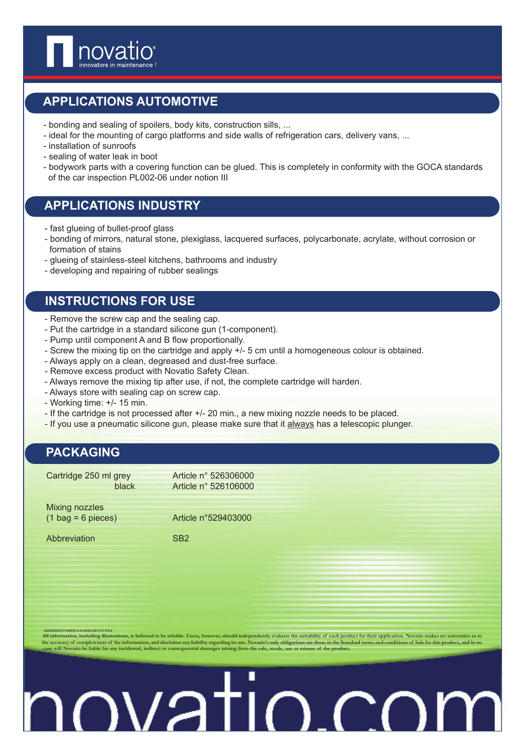novatio®
innovators in maintenance !

## APPLICATIONS AUTOMOTIVE

- bonding and sealing of spoilers, body kits, construction sills, ...
- ideal for the mounting of cargo platforms and side walls of refrigeration cars, delivery vans, ...
- installation of sunroofs
- sealing of water leak in boot
- bodywork parts with a covering function can be glued. This is completely in conformity with the GOCA standards of the car inspection PL002-06 under notion III

## APPLICATIONS INDUSTRY

- fast glueing of bullet-proof glass
- bonding of mirrors, natural stone, plexiglass, lacquered surfaces, polycarbonate, acrylate, without corrosion or formation of stains
- glueing of stainless-steel kitchens, bathrooms and industry
- developing and repairing of rubber sealings

## INSTRUCTIONS FOR USE

- Remove the screw cap and the sealing cap.
- Put the cartridge in a standard silicone gun (1-component).
- Pump until component A and B flow proportionally.
- Screw the mixing tip on the cartridge and apply +/- 5 cm until a homogeneous colour is obtained.
- Always apply on a clean, degreased and dust-free surface.
- Remove excess product with Novatio Safety Clean.
- Always remove the mixing tip after use, if not, the complete cartridge will harden.
- Always store with sealing cap on screw cap.
- Working time: +/- 15 min.
- If the cartridge is not processed after +/- 20 min., a new mixing nozzle needs to be placed.
- If you use a pneumatic silicone gun, please make sure that it always has a telescopic plunger.

## PACKAGING

| | |
|---|---|
| Cartridge 250 ml grey | Article n° 526306000 |
| black | Article n° 526106000 |
| Mixing nozzles (1 bag = 6 pieces) | Article n°529403000 |
| Abbreviation | SB2 |

526306000-PI-MS50 2-K-ENG-061121-P2/2

All information, including illustrations, is believed to be reliable. Users, however, should independently evaluate the suitability of each product for their application. Novatio makes no warranties as to the accuracy of completeness of the information, and disclaims any liability regarding its use. Novatio's only obligations are those in the Standard terms and conditions of Sale for this product, and in no case will Novatio be liable for any incidental, indirect or consequential damages arising from the sale, resale, use or misuse of the product.

novatio.com